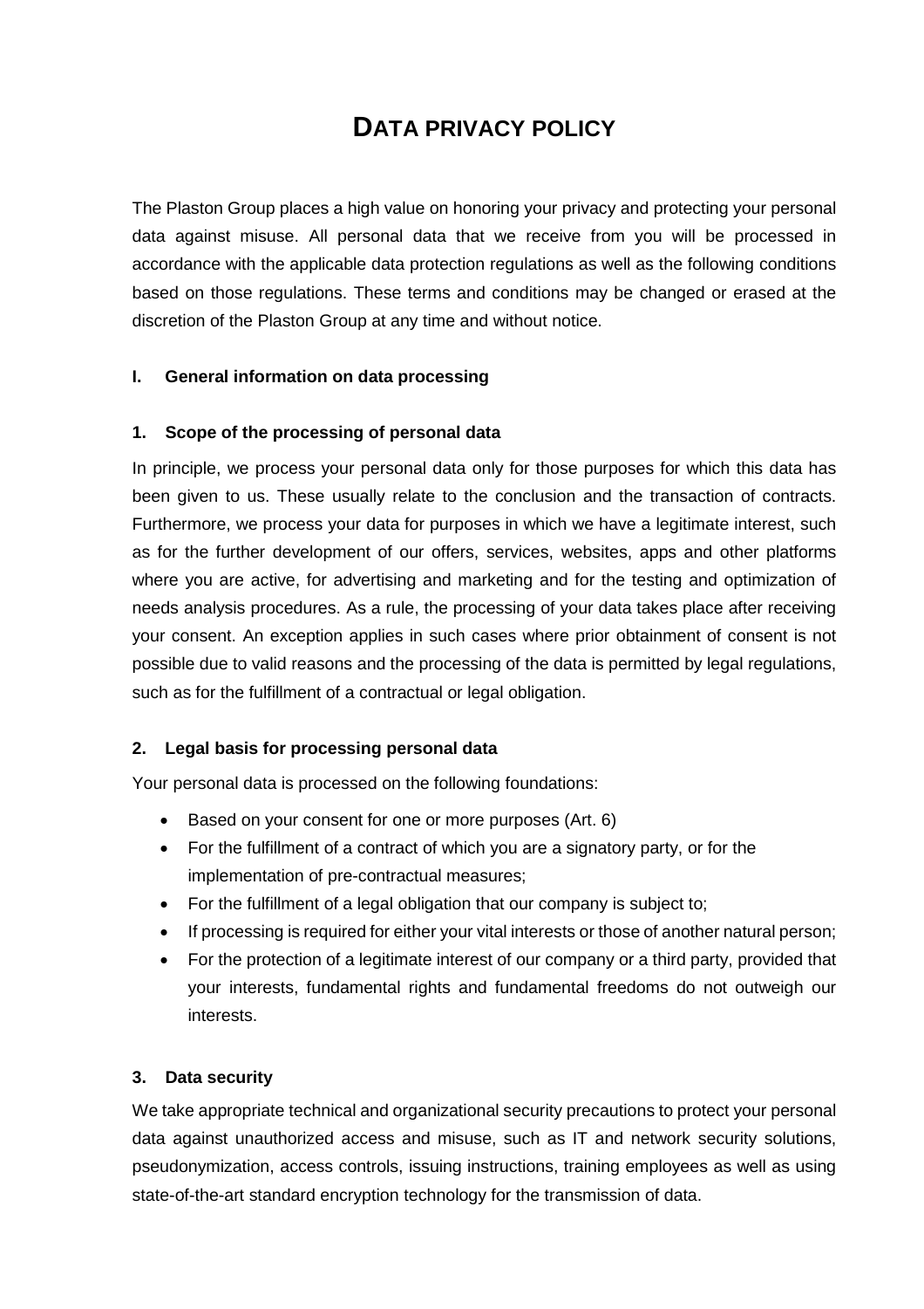# DATA PRIVACY POLICY

The Plaston Group places a high value on honoring your privacy and protecting your personal data against misuse. All personal data that we receive from you will be processed in accordance with the applicable data protection regulations as well as the following conditions based on those regulations. These terms and conditions may be changed or erased at the discretion of the Plaston Group at any time and without notice.

## I. General information on data processing

### 1. Scope of the processing of personal data

In principle, we process your personal data only for those purposes for which this data has been given to us. These usually relate to the conclusion and the transaction of contracts. Furthermore, we process your data for purposes in which we have a legitimate interest, such as for the further development of our offers, services, websites, apps and other platforms where you are active, for advertising and marketing and for the testing and optimization of needs analysis procedures. As a rule, the processing of your data takes place after receiving your consent. An exception applies in such cases where prior obtainment of consent is not possible due to valid reasons and the processing of the data is permitted by legal regulations, such as for the fulfillment of a contractual or legal obligation.

### 2. Legal basis for processing personal data

Your personal data is processed on the following foundations:

- Based on your consent for one or more purposes (Art. 6)
- For the fulfillment of a contract of which you are a signatory party, or for the implementation of pre-contractual measures;
- For the fulfillment of a legal obligation that our company is subject to;
- If processing is required for either your vital interests or those of another natural person;
- For the protection of a legitimate interest of our company or a third party, provided that your interests, fundamental rights and fundamental freedoms do not outweigh our interests.

### 3. Data security

We take appropriate technical and organizational security precautions to protect your personal data against unauthorized access and misuse, such as IT and network security solutions, pseudonymization, access controls, issuing instructions, training employees as well as using state-of-the-art standard encryption technology for the transmission of data.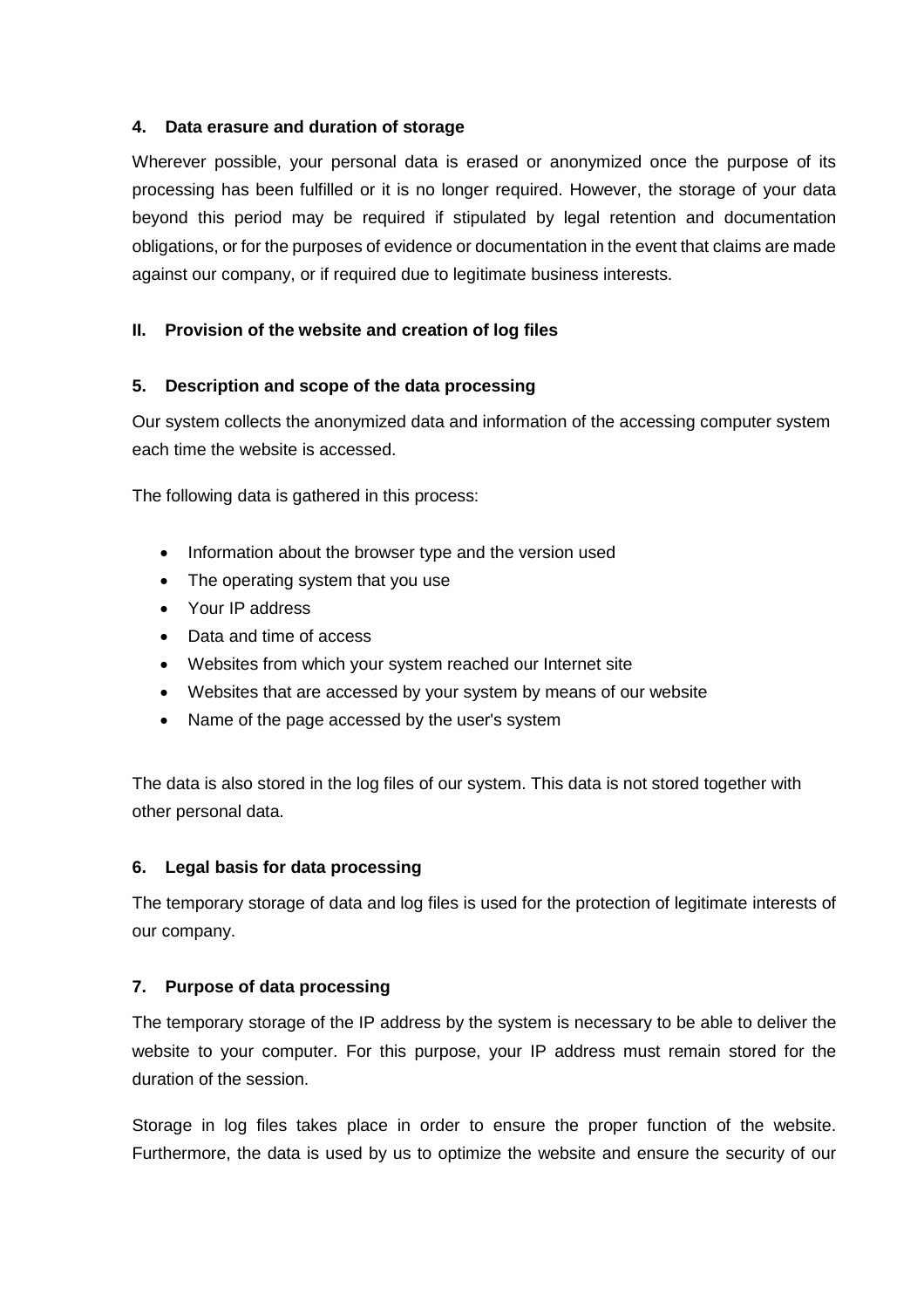### 4. Data erasure and duration of storage

Wherever possible, your personal data is erased or anonymized once the purpose of its processing has been fulfilled or it is no longer required. However, the storage of your data beyond this period may be required if stipulated by legal retention and documentation obligations, or for the purposes of evidence or documentation in the event that claims are made against our company, or if required due to legitimate business interests.

## II. Provision of the website and creation of log files

### 5. Description and scope of the data processing

Our system collects the anonymized data and information of the accessing computer system each time the website is accessed.

The following data is gathered in this process:

- Information about the browser type and the version used
- The operating system that you use
- Your IP address
- Data and time of access
- Websites from which your system reached our Internet site
- Websites that are accessed by your system by means of our website
- Name of the page accessed by the user's system

The data is also stored in the log files of our system. This data is not stored together with other personal data.

### 6. Legal basis for data processing

The temporary storage of data and log files is used for the protection of legitimate interests of our company.

### 7. Purpose of data processing

The temporary storage of the IP address by the system is necessary to be able to deliver the website to your computer. For this purpose, your IP address must remain stored for the duration of the session.

Storage in log files takes place in order to ensure the proper function of the website. Furthermore, the data is used by us to optimize the website and ensure the security of our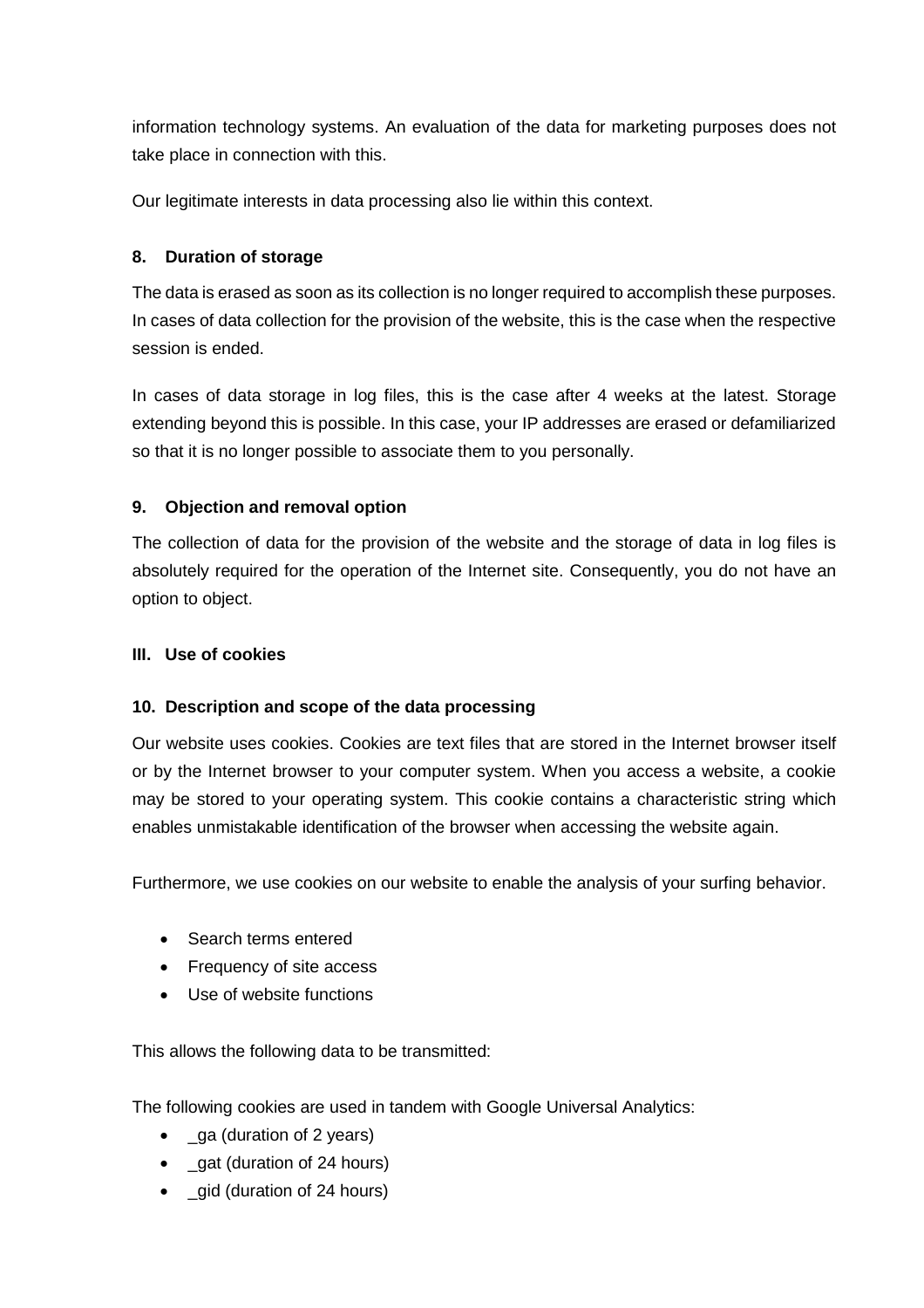information technology systems. An evaluation of the data for marketing purposes does not take place in connection with this.

Our legitimate interests in data processing also lie within this context.

### 8. Duration of storage

The data is erased as soon as its collection is no longer required to accomplish these purposes. In cases of data collection for the provision of the website, this is the case when the respective session is ended.

In cases of data storage in log files, this is the case after 4 weeks at the latest. Storage extending beyond this is possible. In this case, your IP addresses are erased or defamiliarized so that it is no longer possible to associate them to you personally.

### 9. Objection and removal option

The collection of data for the provision of the website and the storage of data in log files is absolutely required for the operation of the Internet site. Consequently, you do not have an option to object.

## III. Use of cookies

### 10. Description and scope of the data processing

Our website uses cookies. Cookies are text files that are stored in the Internet browser itself or by the Internet browser to your computer system. When you access a website, a cookie may be stored to your operating system. This cookie contains a characteristic string which enables unmistakable identification of the browser when accessing the website again.

Furthermore, we use cookies on our website to enable the analysis of your surfing behavior.

- Search terms entered
- Frequency of site access
- Use of website functions

This allows the following data to be transmitted:

The following cookies are used in tandem with Google Universal Analytics:

- _ga (duration of 2 years)
- _gat (duration of 24 hours)
- _gid (duration of 24 hours)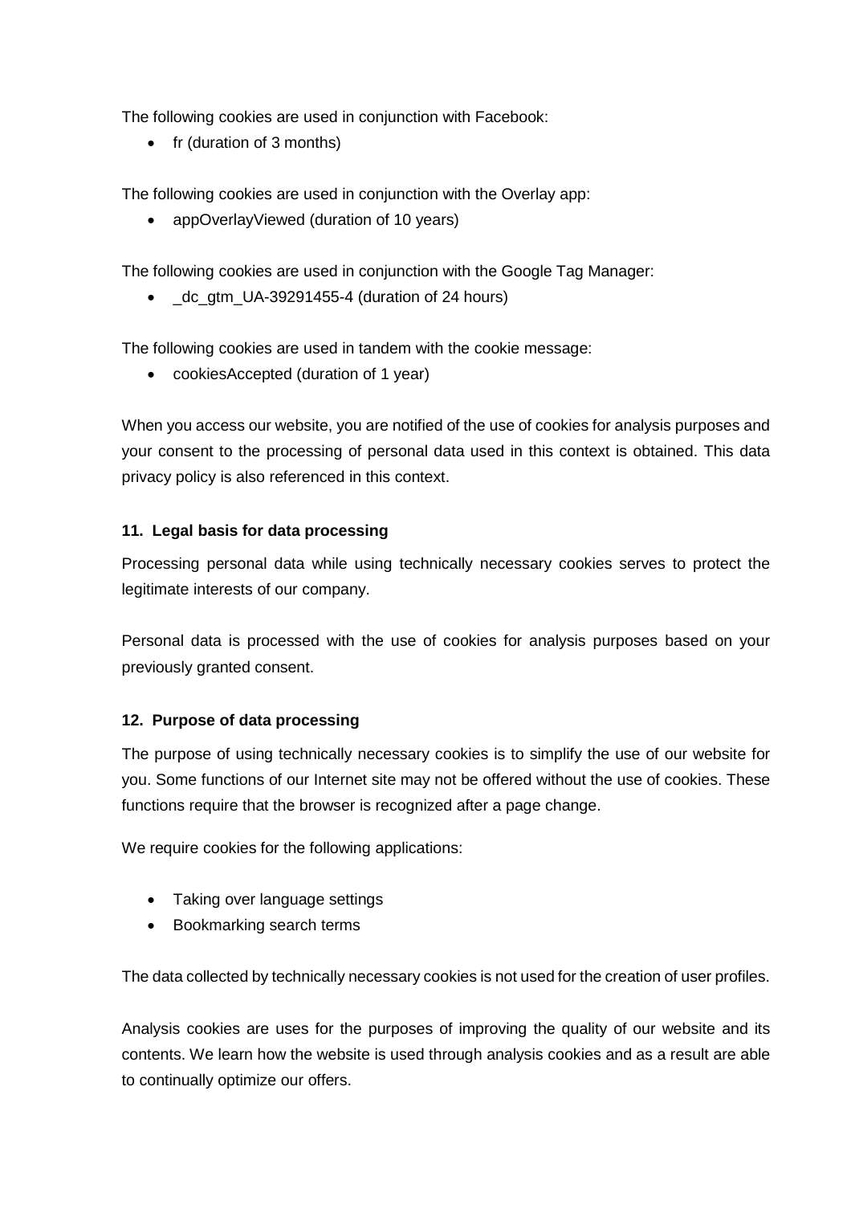The following cookies are used in conjunction with Facebook:

- fr (duration of 3 months)

The following cookies are used in conjunction with the Overlay app:

- appOverlayViewed (duration of 10 years)

The following cookies are used in conjunction with the Google Tag Manager:

- _dc_gtm_UA-39291455-4 (duration of 24 hours)

The following cookies are used in tandem with the cookie message:

- cookiesAccepted (duration of 1 year)

When you access our website, you are notified of the use of cookies for analysis purposes and your consent to the processing of personal data used in this context is obtained. This data privacy policy is also referenced in this context.

## 11. Legal basis for data processing

Processing personal data while using technically necessary cookies serves to protect the legitimate interests of our company.

Personal data is processed with the use of cookies for analysis purposes based on your previously granted consent.

## 12. Purpose of data processing

The purpose of using technically necessary cookies is to simplify the use of our website for you. Some functions of our Internet site may not be offered without the use of cookies. These functions require that the browser is recognized after a page change.

We require cookies for the following applications:

- Taking over language settings
- Bookmarking search terms

The data collected by technically necessary cookies is not used for the creation of user profiles.

Analysis cookies are uses for the purposes of improving the quality of our website and its contents. We learn how the website is used through analysis cookies and as a result are able to continually optimize our offers.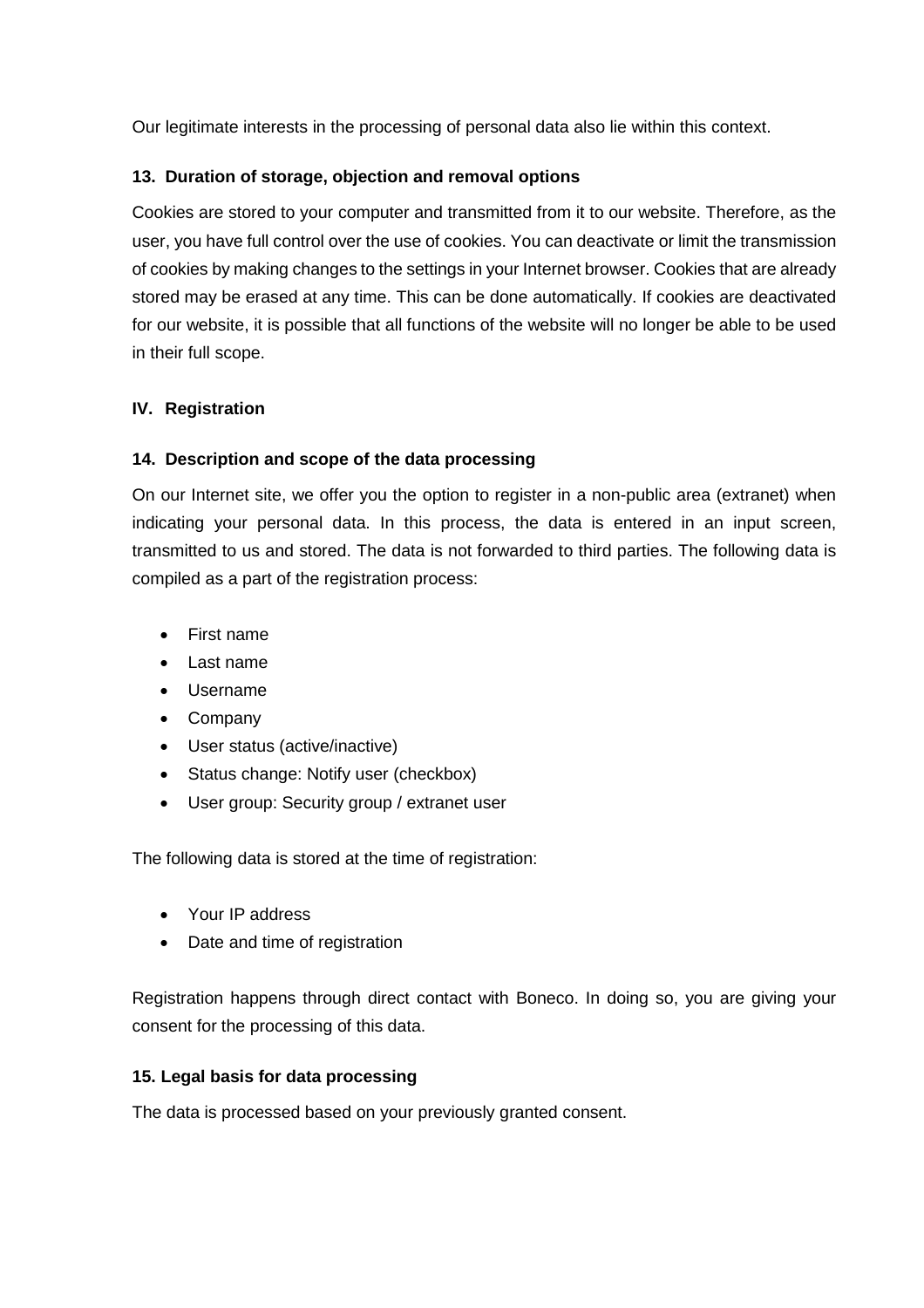Our legitimate interests in the processing of personal data also lie within this context.

### 13. Duration of storage, objection and removal options

Cookies are stored to your computer and transmitted from it to our website. Therefore, as the user, you have full control over the use of cookies. You can deactivate or limit the transmission of cookies by making changes to the settings in your Internet browser. Cookies that are already stored may be erased at any time. This can be done automatically. If cookies are deactivated for our website, it is possible that all functions of the website will no longer be able to be used in their full scope.

## IV. Registration

### 14. Description and scope of the data processing

On our Internet site, we offer you the option to register in a non-public area (extranet) when indicating your personal data. In this process, the data is entered in an input screen, transmitted to us and stored. The data is not forwarded to third parties. The following data is compiled as a part of the registration process:

- First name
- Last name
- Username
- Company
- User status (active/inactive)
- Status change: Notify user (checkbox)
- User group: Security group / extranet user

The following data is stored at the time of registration:

- Your IP address
- Date and time of registration

Registration happens through direct contact with Boneco. In doing so, you are giving your consent for the processing of this data.

### 15. Legal basis for data processing

The data is processed based on your previously granted consent.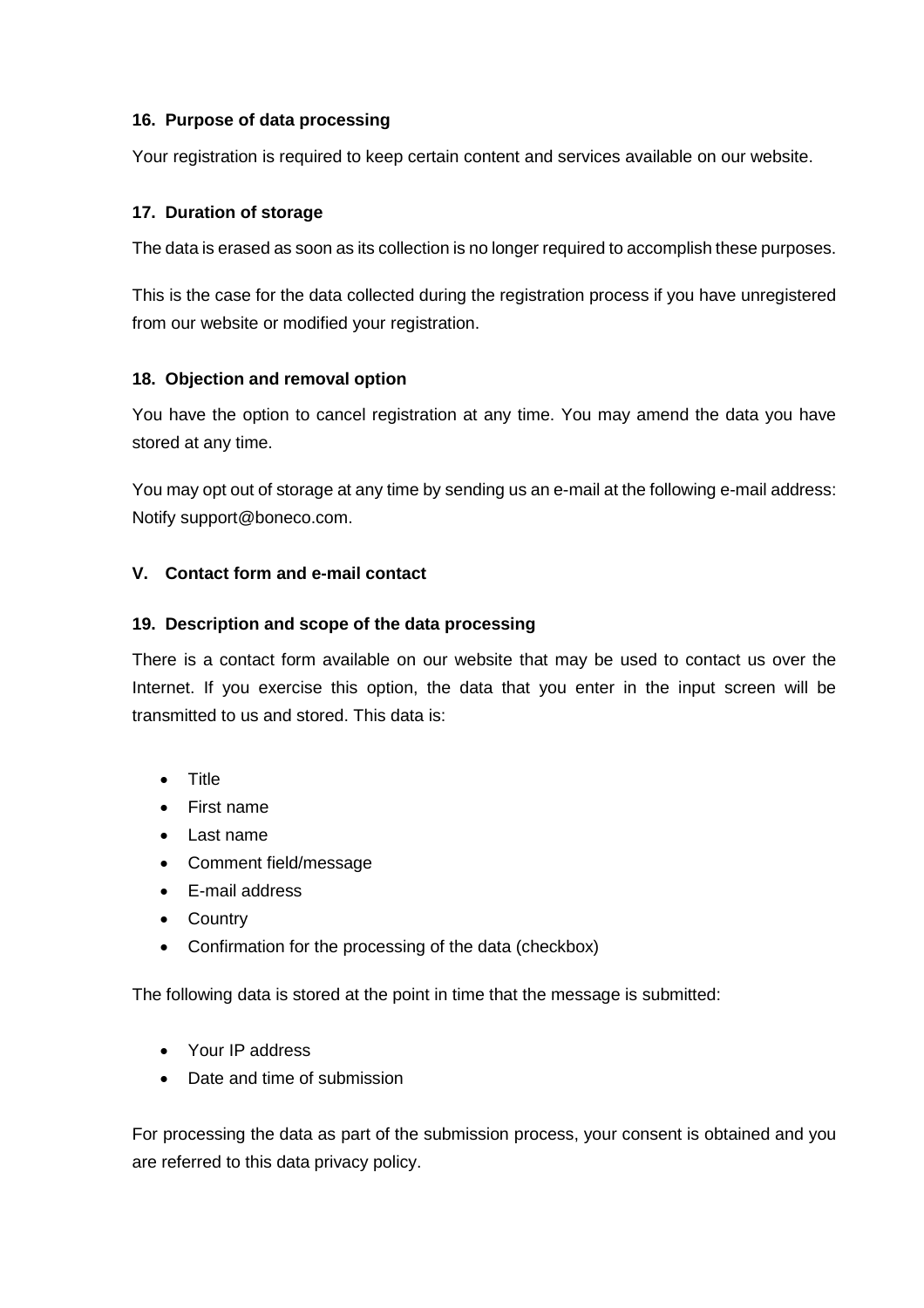### 16. Purpose of data processing

Your registration is required to keep certain content and services available on our website.

### 17. Duration of storage

The data is erased as soon as its collection is no longer required to accomplish these purposes.

This is the case for the data collected during the registration process if you have unregistered from our website or modified your registration.

### 18. Objection and removal option

You have the option to cancel registration at any time. You may amend the data you have stored at any time.

You may opt out of storage at any time by sending us an e-mail at the following e-mail address: Notify support@boneco.com.

## V. Contact form and e-mail contact

### 19. Description and scope of the data processing

There is a contact form available on our website that may be used to contact us over the Internet. If you exercise this option, the data that you enter in the input screen will be transmitted to us and stored. This data is:

- Title
- First name
- Last name
- Comment field/message
- E-mail address
- Country
- Confirmation for the processing of the data (checkbox)

The following data is stored at the point in time that the message is submitted:

- Your IP address
- Date and time of submission

For processing the data as part of the submission process, your consent is obtained and you are referred to this data privacy policy.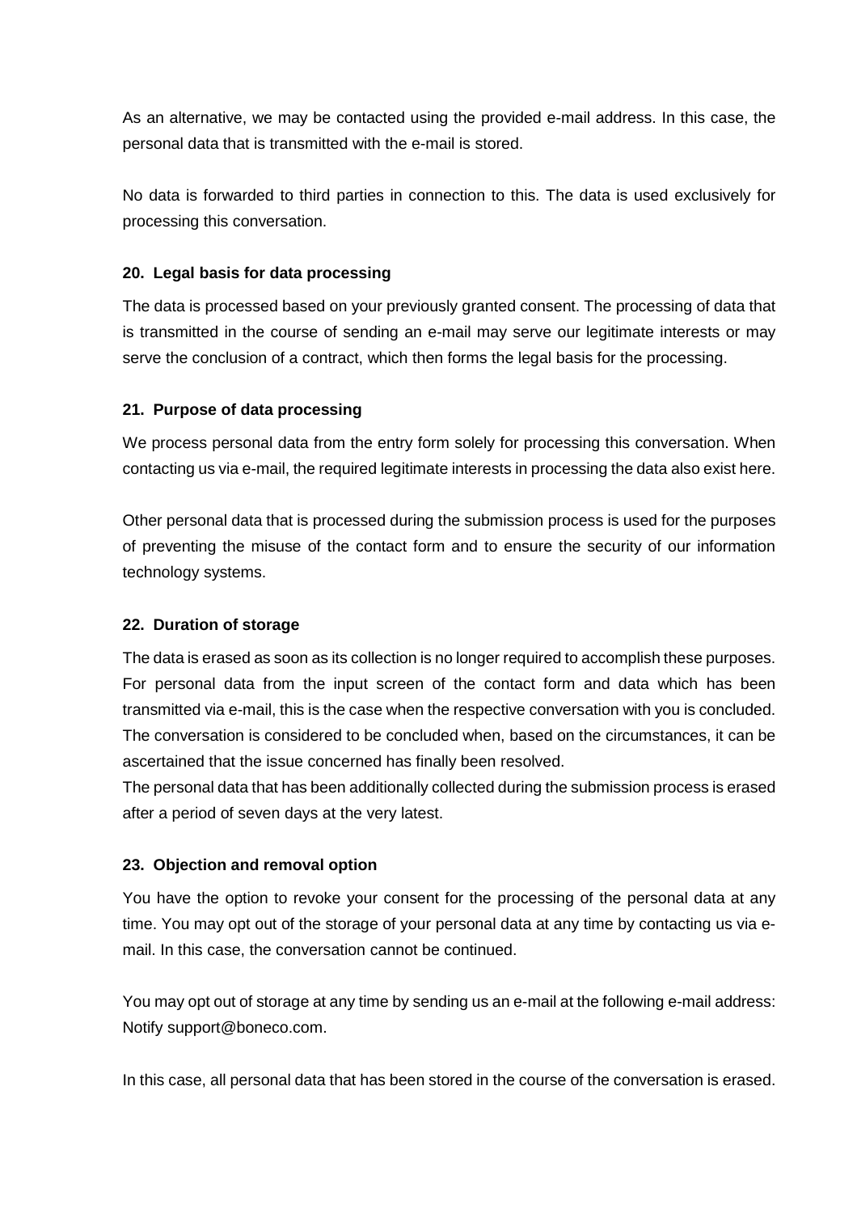As an alternative, we may be contacted using the provided e-mail address. In this case, the personal data that is transmitted with the e-mail is stored.

No data is forwarded to third parties in connection to this. The data is used exclusively for processing this conversation.

### 20. Legal basis for data processing

The data is processed based on your previously granted consent. The processing of data that is transmitted in the course of sending an e-mail may serve our legitimate interests or may serve the conclusion of a contract, which then forms the legal basis for the processing.

### 21. Purpose of data processing

We process personal data from the entry form solely for processing this conversation. When contacting us via e-mail, the required legitimate interests in processing the data also exist here.

Other personal data that is processed during the submission process is used for the purposes of preventing the misuse of the contact form and to ensure the security of our information technology systems.

### 22. Duration of storage

The data is erased as soon as its collection is no longer required to accomplish these purposes. For personal data from the input screen of the contact form and data which has been transmitted via e-mail, this is the case when the respective conversation with you is concluded. The conversation is considered to be concluded when, based on the circumstances, it can be ascertained that the issue concerned has finally been resolved.
The personal data that has been additionally collected during the submission process is erased after a period of seven days at the very latest.

### 23. Objection and removal option

You have the option to revoke your consent for the processing of the personal data at any time. You may opt out of the storage of your personal data at any time by contacting us via e-mail. In this case, the conversation cannot be continued.

You may opt out of storage at any time by sending us an e-mail at the following e-mail address: Notify support@boneco.com.

In this case, all personal data that has been stored in the course of the conversation is erased.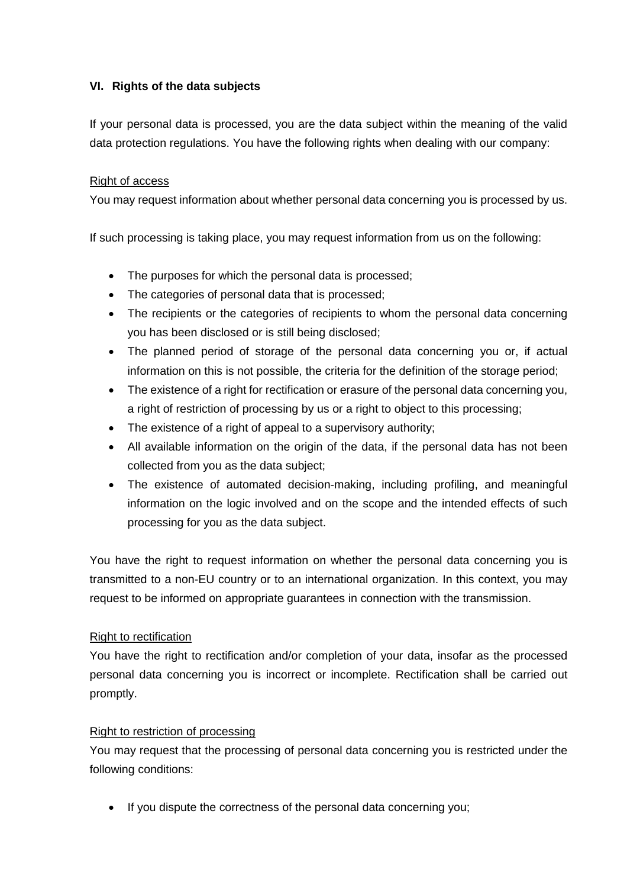## VI. Rights of the data subjects

If your personal data is processed, you are the data subject within the meaning of the valid data protection regulations. You have the following rights when dealing with our company:

<u>Right of access</u>

You may request information about whether personal data concerning you is processed by us.

If such processing is taking place, you may request information from us on the following:

- The purposes for which the personal data is processed;
- The categories of personal data that is processed;
- The recipients or the categories of recipients to whom the personal data concerning you has been disclosed or is still being disclosed;
- The planned period of storage of the personal data concerning you or, if actual information on this is not possible, the criteria for the definition of the storage period;
- The existence of a right for rectification or erasure of the personal data concerning you, a right of restriction of processing by us or a right to object to this processing;
- The existence of a right of appeal to a supervisory authority;
- All available information on the origin of the data, if the personal data has not been collected from you as the data subject;
- The existence of automated decision-making, including profiling, and meaningful information on the logic involved and on the scope and the intended effects of such processing for you as the data subject.

You have the right to request information on whether the personal data concerning you is transmitted to a non-EU country or to an international organization. In this context, you may request to be informed on appropriate guarantees in connection with the transmission.

<u>Right to rectification</u>

You have the right to rectification and/or completion of your data, insofar as the processed personal data concerning you is incorrect or incomplete. Rectification shall be carried out promptly.

<u>Right to restriction of processing</u>

You may request that the processing of personal data concerning you is restricted under the following conditions:

- If you dispute the correctness of the personal data concerning you;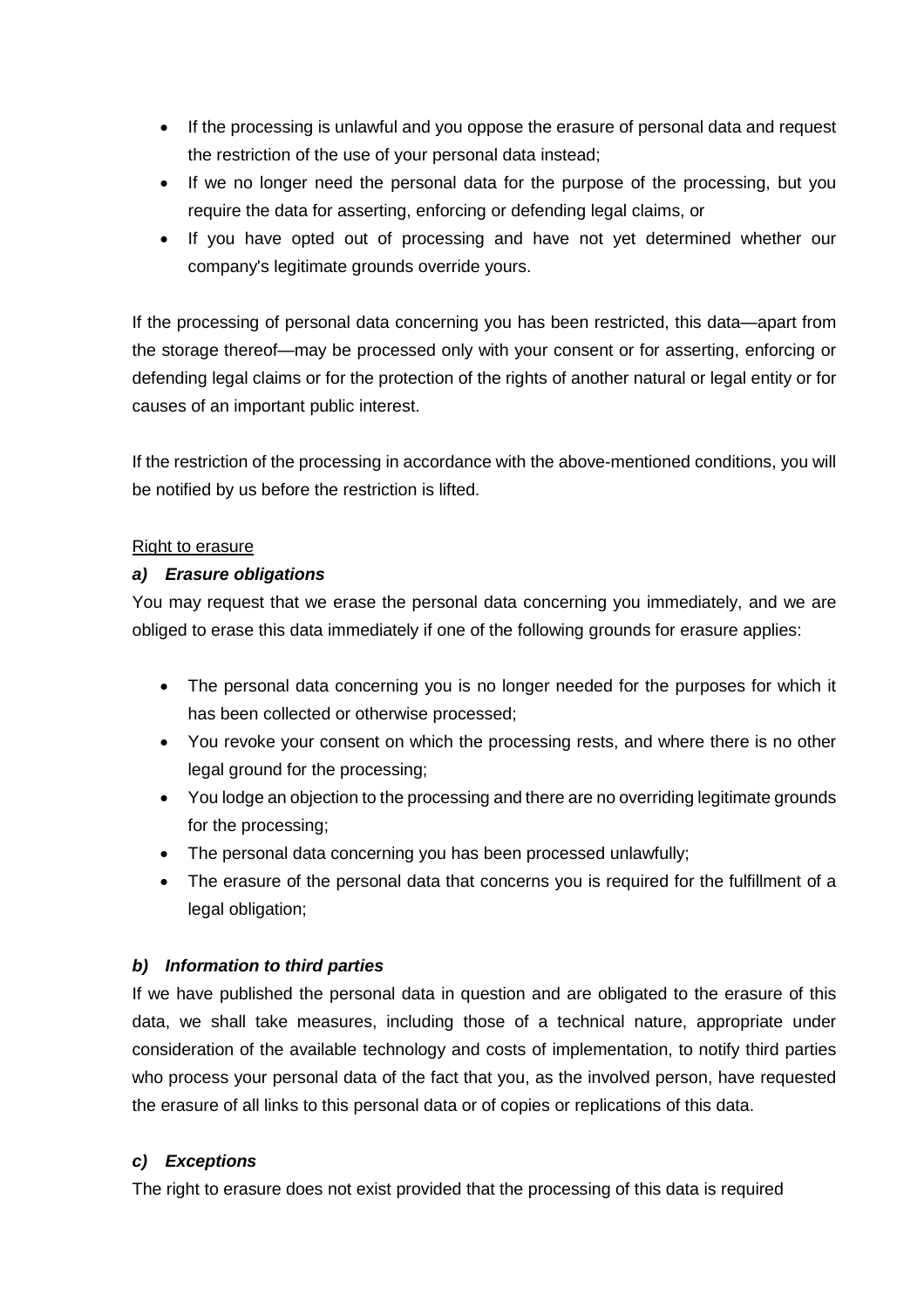- If the processing is unlawful and you oppose the erasure of personal data and request the restriction of the use of your personal data instead;
- If we no longer need the personal data for the purpose of the processing, but you require the data for asserting, enforcing or defending legal claims, or
- If you have opted out of processing and have not yet determined whether our company's legitimate grounds override yours.

If the processing of personal data concerning you has been restricted, this data—apart from the storage thereof—may be processed only with your consent or for asserting, enforcing or defending legal claims or for the protection of the rights of another natural or legal entity or for causes of an important public interest.

If the restriction of the processing in accordance with the above-mentioned conditions, you will be notified by us before the restriction is lifted.

Right to erasure

***a) Erasure obligations***

You may request that we erase the personal data concerning you immediately, and we are obliged to erase this data immediately if one of the following grounds for erasure applies:

- The personal data concerning you is no longer needed for the purposes for which it has been collected or otherwise processed;
- You revoke your consent on which the processing rests, and where there is no other legal ground for the processing;
- You lodge an objection to the processing and there are no overriding legitimate grounds for the processing;
- The personal data concerning you has been processed unlawfully;
- The erasure of the personal data that concerns you is required for the fulfillment of a legal obligation;

***b) Information to third parties***

If we have published the personal data in question and are obligated to the erasure of this data, we shall take measures, including those of a technical nature, appropriate under consideration of the available technology and costs of implementation, to notify third parties who process your personal data of the fact that you, as the involved person, have requested the erasure of all links to this personal data or of copies or replications of this data.

***c) Exceptions***

The right to erasure does not exist provided that the processing of this data is required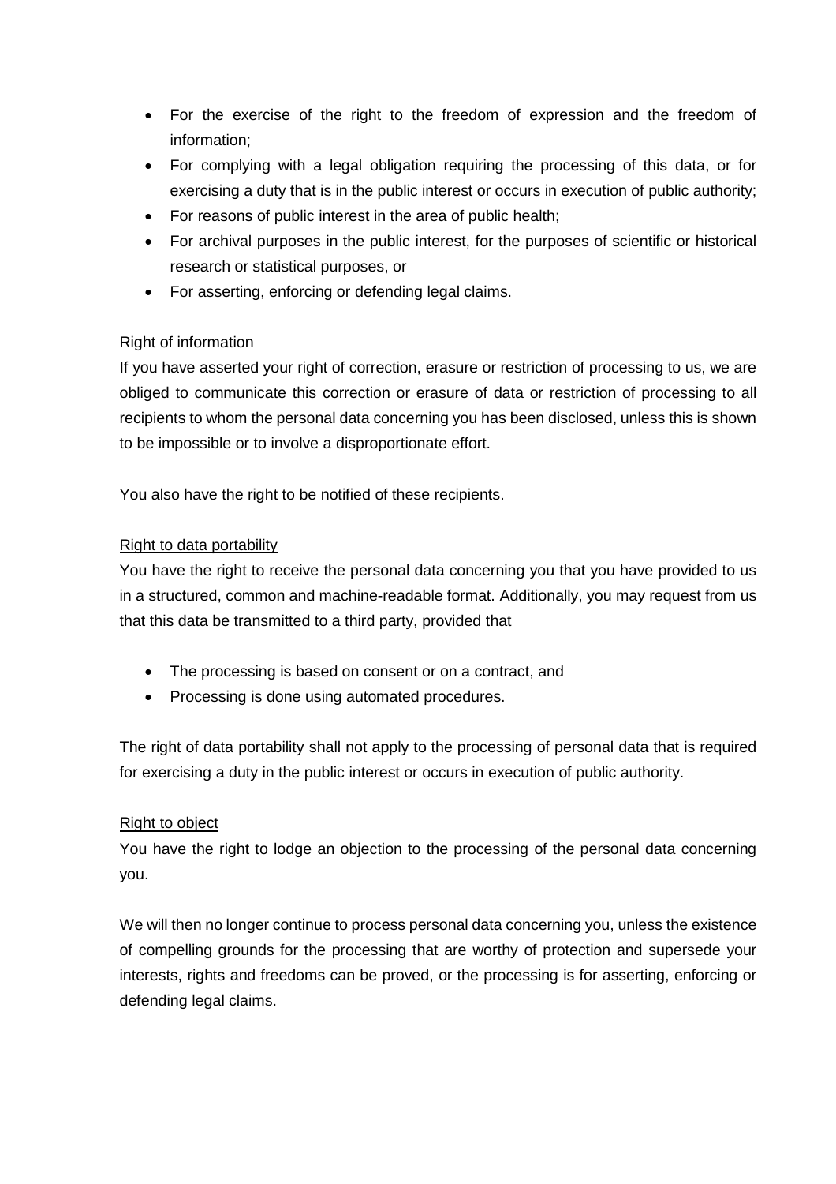- For the exercise of the right to the freedom of expression and the freedom of information;
- For complying with a legal obligation requiring the processing of this data, or for exercising a duty that is in the public interest or occurs in execution of public authority;
- For reasons of public interest in the area of public health;
- For archival purposes in the public interest, for the purposes of scientific or historical research or statistical purposes, or
- For asserting, enforcing or defending legal claims.

### Right of information

If you have asserted your right of correction, erasure or restriction of processing to us, we are obliged to communicate this correction or erasure of data or restriction of processing to all recipients to whom the personal data concerning you has been disclosed, unless this is shown to be impossible or to involve a disproportionate effort.

You also have the right to be notified of these recipients.

### Right to data portability

You have the right to receive the personal data concerning you that you have provided to us in a structured, common and machine-readable format. Additionally, you may request from us that this data be transmitted to a third party, provided that

- The processing is based on consent or on a contract, and
- Processing is done using automated procedures.

The right of data portability shall not apply to the processing of personal data that is required for exercising a duty in the public interest or occurs in execution of public authority.

### Right to object

You have the right to lodge an objection to the processing of the personal data concerning you.

We will then no longer continue to process personal data concerning you, unless the existence of compelling grounds for the processing that are worthy of protection and supersede your interests, rights and freedoms can be proved, or the processing is for asserting, enforcing or defending legal claims.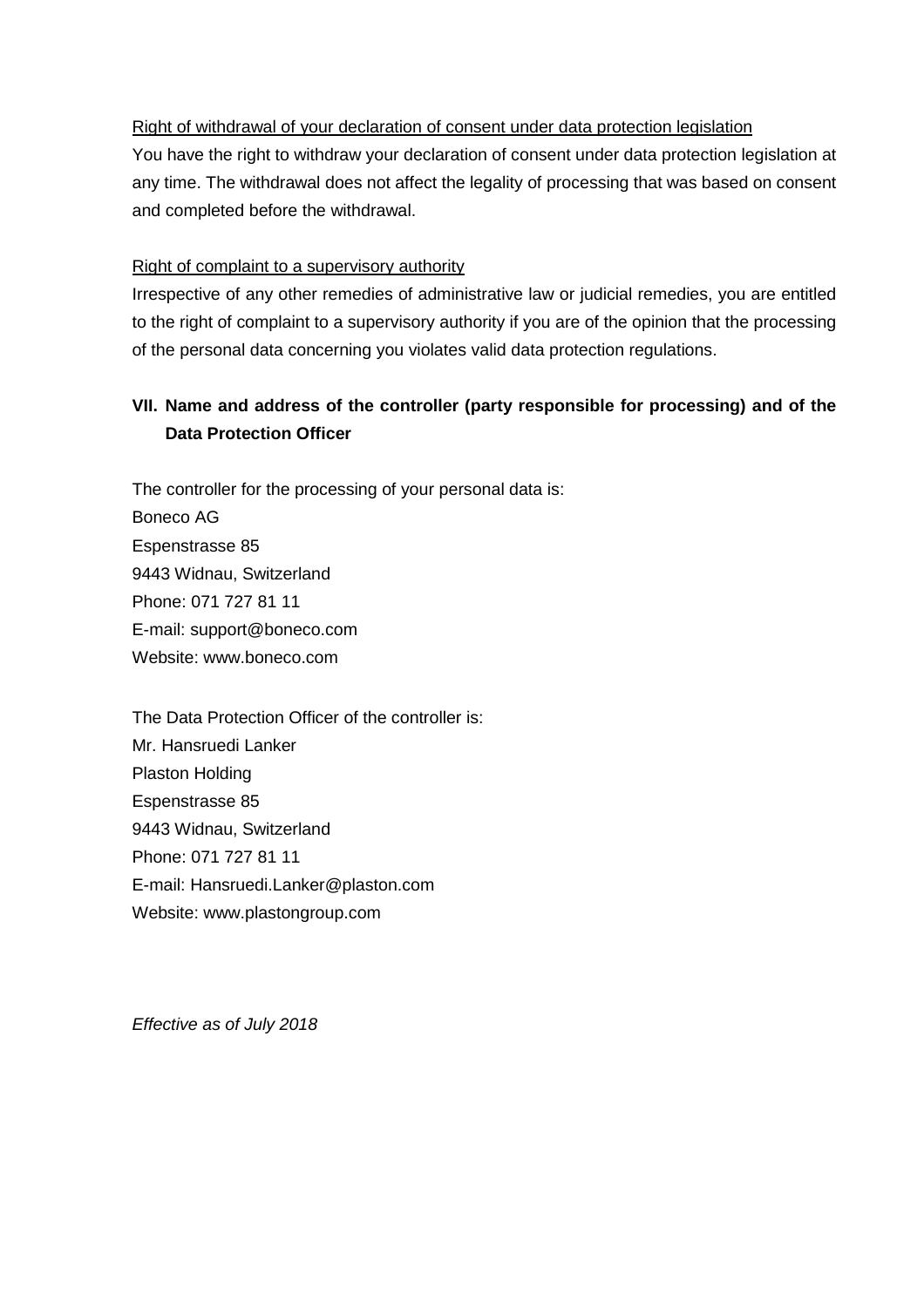Right of withdrawal of your declaration of consent under data protection legislation

You have the right to withdraw your declaration of consent under data protection legislation at any time. The withdrawal does not affect the legality of processing that was based on consent and completed before the withdrawal.

Right of complaint to a supervisory authority

Irrespective of any other remedies of administrative law or judicial remedies, you are entitled to the right of complaint to a supervisory authority if you are of the opinion that the processing of the personal data concerning you violates valid data protection regulations.

## VII. Name and address of the controller (party responsible for processing) and of the Data Protection Officer

The controller for the processing of your personal data is:
Boneco AG
Espenstrasse 85
9443 Widnau, Switzerland
Phone: 071 727 81 11
E-mail: support@boneco.com
Website: www.boneco.com

The Data Protection Officer of the controller is:
Mr. Hansruedi Lanker
Plaston Holding
Espenstrasse 85
9443 Widnau, Switzerland
Phone: 071 727 81 11
E-mail: Hansruedi.Lanker@plaston.com
Website: www.plastongroup.com

*Effective as of July 2018*